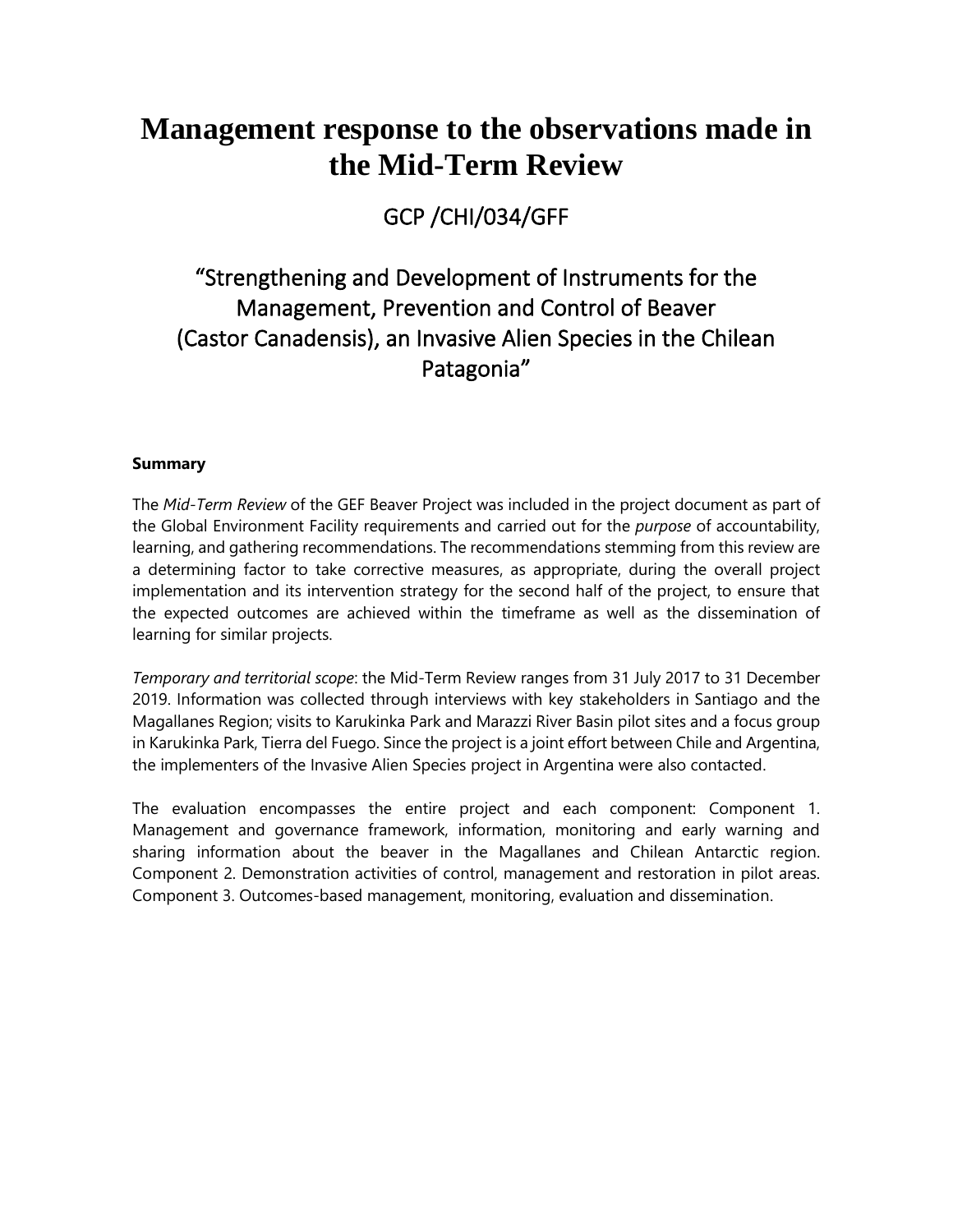# Management response to the observations made in the Mid-Term Review

## GCP /CHI/034/GFF

## "Strengthening and Development of Instruments for the Management, Prevention and Control of Beaver (Castor Canadensis), an Invasive Alien Species in the Chilean Patagonia"

**Summary**

The *Mid-Term Review* of the GEF Beaver Project was included in the project document as part of the Global Environment Facility requirements and carried out for the *purpose* of accountability, learning, and gathering recommendations. The recommendations stemming from this review are a determining factor to take corrective measures, as appropriate, during the overall project implementation and its intervention strategy for the second half of the project, to ensure that the expected outcomes are achieved within the timeframe as well as the dissemination of learning for similar projects.

*Temporary and territorial scope*: the Mid-Term Review ranges from 31 July 2017 to 31 December 2019. Information was collected through interviews with key stakeholders in Santiago and the Magallanes Region; visits to Karukinka Park and Marazzi River Basin pilot sites and a focus group in Karukinka Park, Tierra del Fuego. Since the project is a joint effort between Chile and Argentina, the implementers of the Invasive Alien Species project in Argentina were also contacted.

The evaluation encompasses the entire project and each component: Component 1. Management and governance framework, information, monitoring and early warning and sharing information about the beaver in the Magallanes and Chilean Antarctic region. Component 2. Demonstration activities of control, management and restoration in pilot areas. Component 3. Outcomes-based management, monitoring, evaluation and dissemination.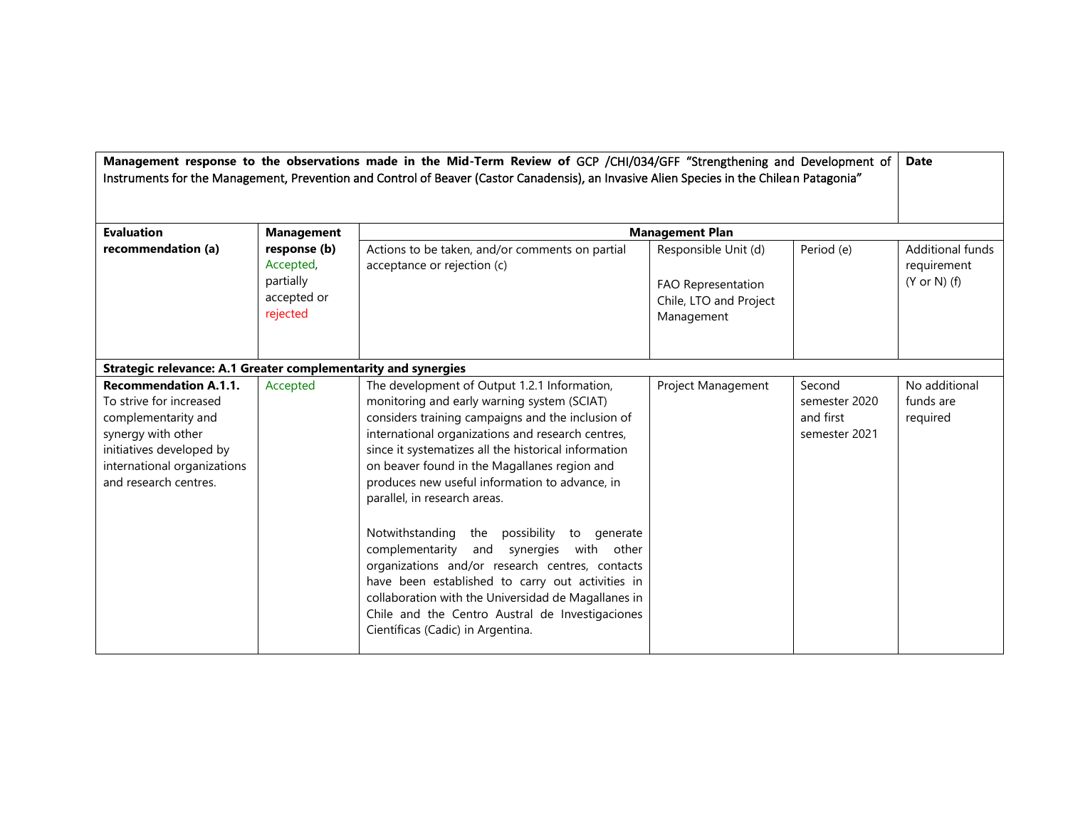| **Management response to the observations made in the Mid-Term Review of** GCP /CHI/034/GFF "Strengthening and Development of Instruments for the Management, Prevention and Control of Beaver (Castor Canadensis), an Invasive Alien Species in the Chilean Patagonia" | | | | | **Date** |
|---|---|---|---|---|---|
| **Evaluation recommendation (a)** | **Management response (b)** Accepted, partially accepted or rejected | **Management Plan** | | | |
| | | Actions to be taken, and/or comments on partial acceptance or rejection (c) | Responsible Unit (d)<br><br>FAO Representation Chile, LTO and Project Management | Period (e) | Additional funds requirement (Y or N) (f) |
| **Strategic relevance: A.1 Greater complementarity and synergies** | | | | | |
| **Recommendation A.1.1.** To strive for increased complementarity and synergy with other initiatives developed by international organizations and research centres. | Accepted | The development of Output 1.2.1 Information, monitoring and early warning system (SCIAT) considers training campaigns and the inclusion of international organizations and research centres, since it systematizes all the historical information on beaver found in the Magallanes region and produces new useful information to advance, in parallel, in research areas.<br><br>Notwithstanding the possibility to generate complementarity and synergies with other organizations and/or research centres, contacts have been established to carry out activities in collaboration with the Universidad de Magallanes in Chile and the Centro Austral de Investigaciones Científicas (Cadic) in Argentina. | Project Management | Second semester 2020 and first semester 2021 | No additional funds are required |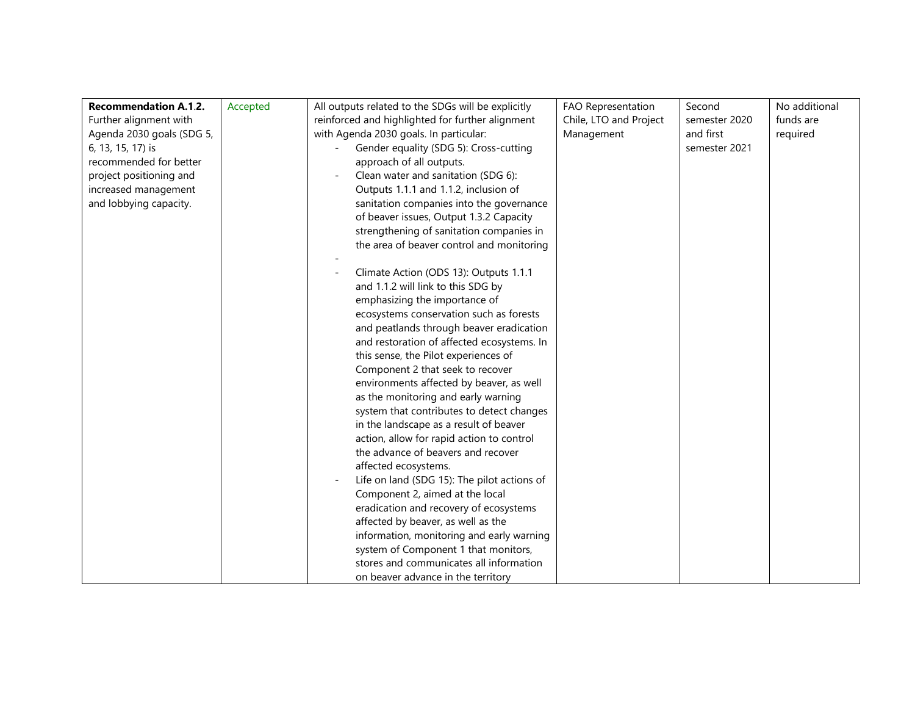| **Recommendation A.1.2.** Further alignment with Agenda 2030 goals (SDG 5, 6, 13, 15, 17) is recommended for better project positioning and increased management and lobbying capacity. | Accepted | All outputs related to the SDGs will be explicitly reinforced and highlighted for further alignment with Agenda 2030 goals. In particular:<br>- Gender equality (SDG 5): Cross-cutting approach of all outputs.<br>- Clean water and sanitation (SDG 6): Outputs 1.1.1 and 1.1.2, inclusion of sanitation companies into the governance of beaver issues, Output 1.3.2 Capacity strengthening of sanitation companies in the area of beaver control and monitoring<br>-<br>- Climate Action (ODS 13): Outputs 1.1.1 and 1.1.2 will link to this SDG by emphasizing the importance of ecosystems conservation such as forests and peatlands through beaver eradication and restoration of affected ecosystems. In this sense, the Pilot experiences of Component 2 that seek to recover environments affected by beaver, as well as the monitoring and early warning system that contributes to detect changes in the landscape as a result of beaver action, allow for rapid action to control the advance of beavers and recover affected ecosystems.<br>- Life on land (SDG 15): The pilot actions of Component 2, aimed at the local eradication and recovery of ecosystems affected by beaver, as well as the information, monitoring and early warning system of Component 1 that monitors, stores and communicates all information on beaver advance in the territory | FAO Representation Chile, LTO and Project Management | Second semester 2020 and first semester 2021 | No additional funds are required |
|---|---|---|---|---|---|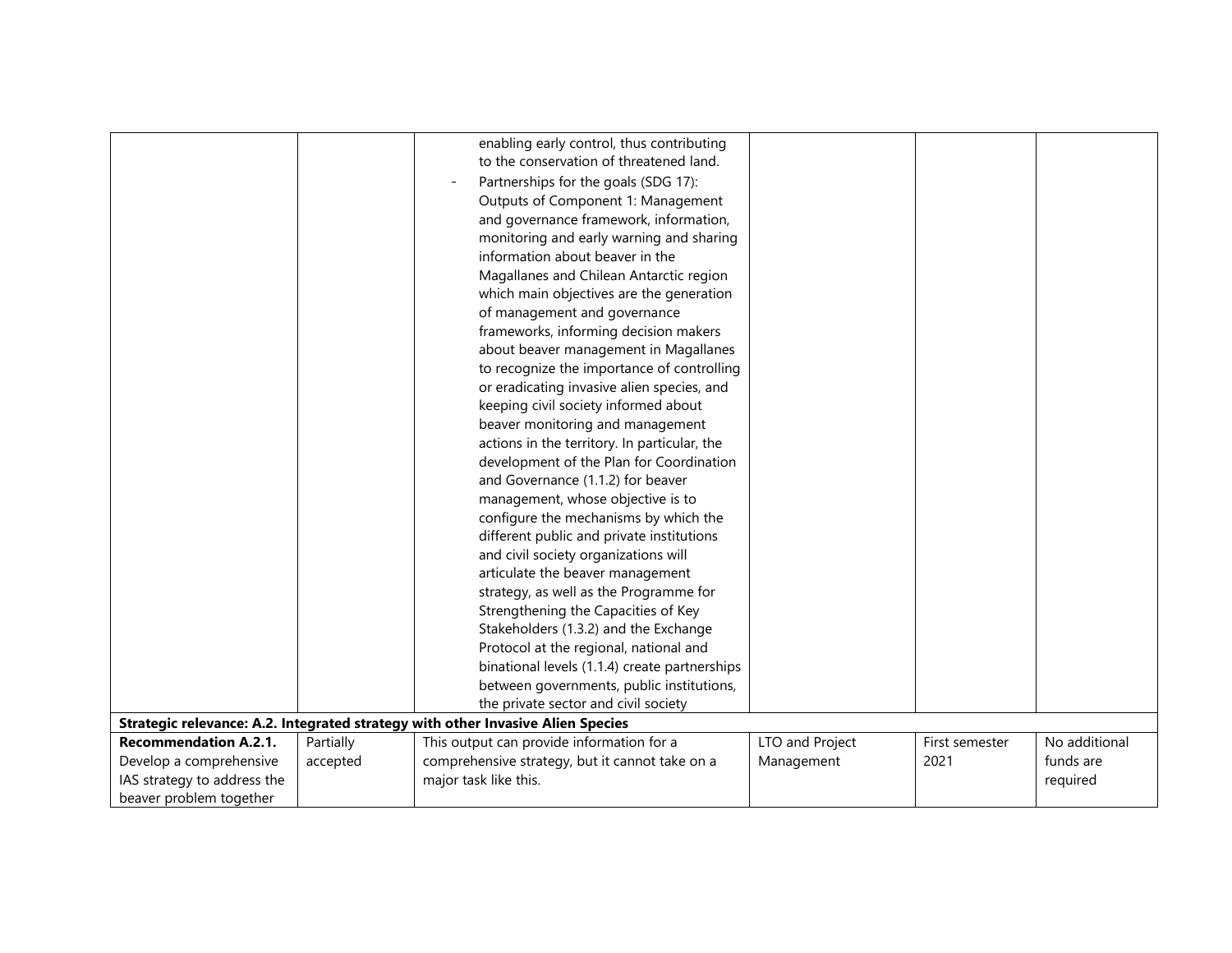| | | | | | |
|---|---|---|---|---|---|
| | | enabling early control, thus contributing to the conservation of threatened land.<br>- Partnerships for the goals (SDG 17): Outputs of Component 1: Management and governance framework, information, monitoring and early warning and sharing information about beaver in the Magallanes and Chilean Antarctic region which main objectives are the generation of management and governance frameworks, informing decision makers about beaver management in Magallanes to recognize the importance of controlling or eradicating invasive alien species, and keeping civil society informed about beaver monitoring and management actions in the territory. In particular, the development of the Plan for Coordination and Governance (1.1.2) for beaver management, whose objective is to configure the mechanisms by which the different public and private institutions and civil society organizations will articulate the beaver management strategy, as well as the Programme for Strengthening the Capacities of Key Stakeholders (1.3.2) and the Exchange Protocol at the regional, national and binational levels (1.1.4) create partnerships between governments, public institutions, the private sector and civil society | | | |
| **Strategic relevance: A.2. Integrated strategy with other Invasive Alien Species** | | | | | |
| **Recommendation A.2.1.** Develop a comprehensive IAS strategy to address the beaver problem together | Partially accepted | This output can provide information for a comprehensive strategy, but it cannot take on a major task like this. | LTO and Project Management | First semester 2021 | No additional funds are required |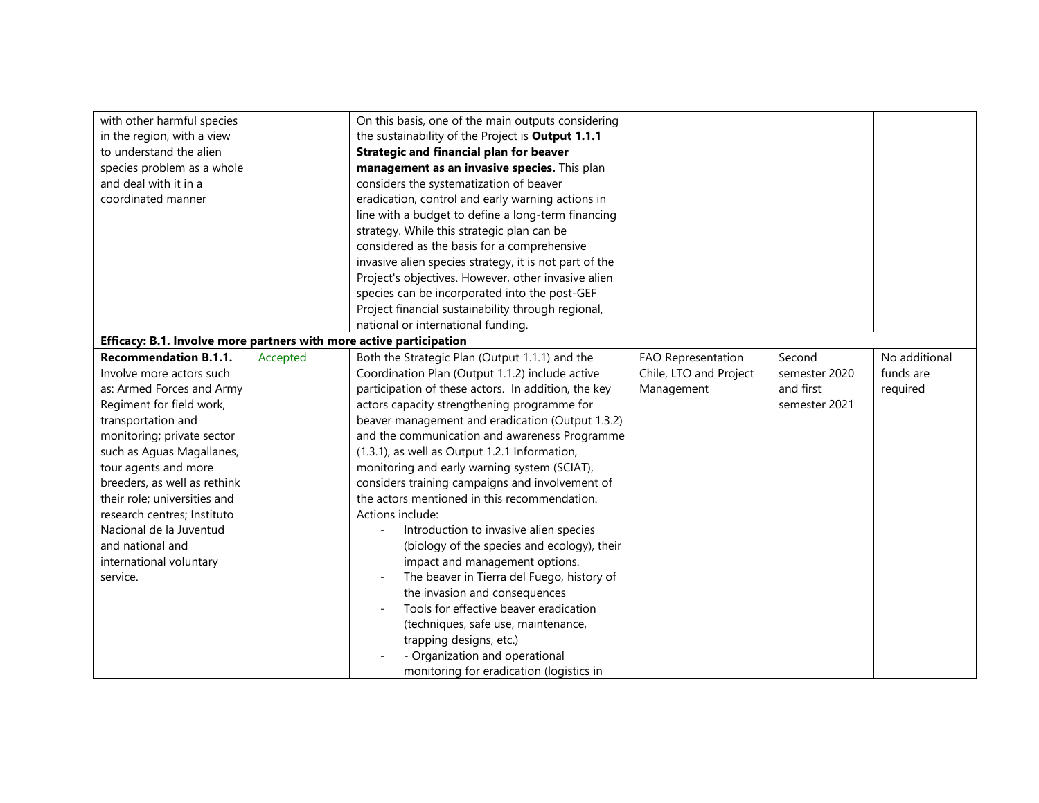| | | | | | |
|---|---|---|---|---|---|
| with other harmful species in the region, with a view to understand the alien species problem as a whole and deal with it in a coordinated manner | | On this basis, one of the main outputs considering the sustainability of the Project is **Output 1.1.1 Strategic and financial plan for beaver management as an invasive species.** This plan considers the systematization of beaver eradication, control and early warning actions in line with a budget to define a long-term financing strategy. While this strategic plan can be considered as the basis for a comprehensive invasive alien species strategy, it is not part of the Project's objectives. However, other invasive alien species can be incorporated into the post-GEF Project financial sustainability through regional, national or international funding. | | | |
| **Efficacy: B.1. Involve more partners with more active participation** | | | | | |
| **Recommendation B.1.1.** Involve more actors such as: Armed Forces and Army Regiment for field work, transportation and monitoring; private sector such as Aguas Magallanes, tour agents and more breeders, as well as rethink their role; universities and research centres; Instituto Nacional de la Juventud and national and international voluntary service. | Accepted | Both the Strategic Plan (Output 1.1.1) and the Coordination Plan (Output 1.1.2) include active participation of these actors. In addition, the key actors capacity strengthening programme for beaver management and eradication (Output 1.3.2) and the communication and awareness Programme (1.3.1), as well as Output 1.2.1 Information, monitoring and early warning system (SCIAT), considers training campaigns and involvement of the actors mentioned in this recommendation. Actions include:<br>- Introduction to invasive alien species (biology of the species and ecology), their impact and management options.<br>- The beaver in Tierra del Fuego, history of the invasion and consequences<br>- Tools for effective beaver eradication (techniques, safe use, maintenance, trapping designs, etc.)<br>- - Organization and operational monitoring for eradication (logistics in | FAO Representation Chile, LTO and Project Management | Second semester 2020 and first semester 2021 | No additional funds are required |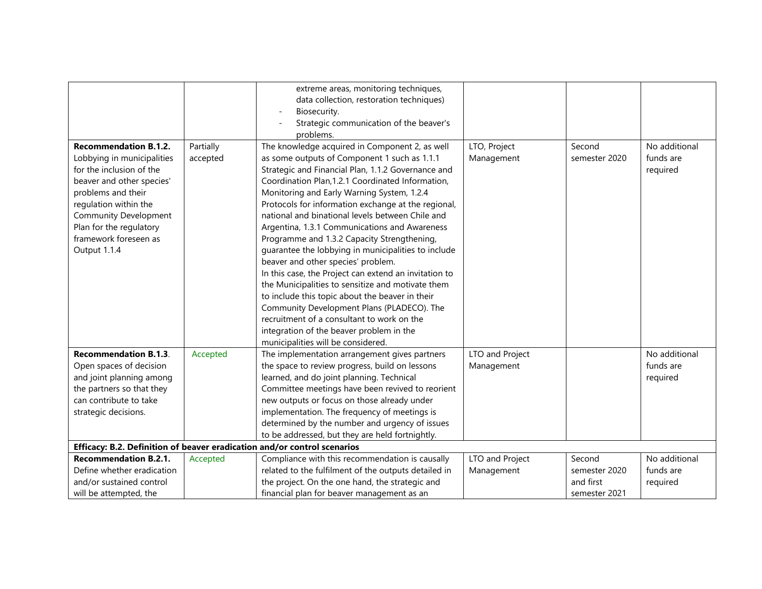| | | | | | |
|---|---|---|---|---|---|
| | | extreme areas, monitoring techniques, data collection, restoration techniques)<br>- Biosecurity.<br>- Strategic communication of the beaver's problems. | | | |
| **Recommendation B.1.2.** Lobbying in municipalities for the inclusion of the beaver and other species' problems and their regulation within the Community Development Plan for the regulatory framework foreseen as Output 1.1.4 | Partially accepted | The knowledge acquired in Component 2, as well as some outputs of Component 1 such as 1.1.1 Strategic and Financial Plan, 1.1.2 Governance and Coordination Plan,1.2.1 Coordinated Information, Monitoring and Early Warning System, 1.2.4 Protocols for information exchange at the regional, national and binational levels between Chile and Argentina, 1.3.1 Communications and Awareness Programme and 1.3.2 Capacity Strengthening, guarantee the lobbying in municipalities to include beaver and other species' problem.<br>In this case, the Project can extend an invitation to the Municipalities to sensitize and motivate them to include this topic about the beaver in their Community Development Plans (PLADECO). The recruitment of a consultant to work on the integration of the beaver problem in the municipalities will be considered. | LTO, Project Management | Second semester 2020 | No additional funds are required |
| **Recommendation B.1.3**. Open spaces of decision and joint planning among the partners so that they can contribute to take strategic decisions. | Accepted | The implementation arrangement gives partners the space to review progress, build on lessons learned, and do joint planning. Technical Committee meetings have been revived to reorient new outputs or focus on those already under implementation. The frequency of meetings is determined by the number and urgency of issues to be addressed, but they are held fortnightly. | LTO and Project Management | | No additional funds are required |
| **Efficacy: B.2. Definition of beaver eradication and/or control scenarios** | | | | | |
| **Recommendation B.2.1.** Define whether eradication and/or sustained control will be attempted, the | Accepted | Compliance with this recommendation is causally related to the fulfilment of the outputs detailed in the project. On the one hand, the strategic and financial plan for beaver management as an | LTO and Project Management | Second semester 2020 and first semester 2021 | No additional funds are required |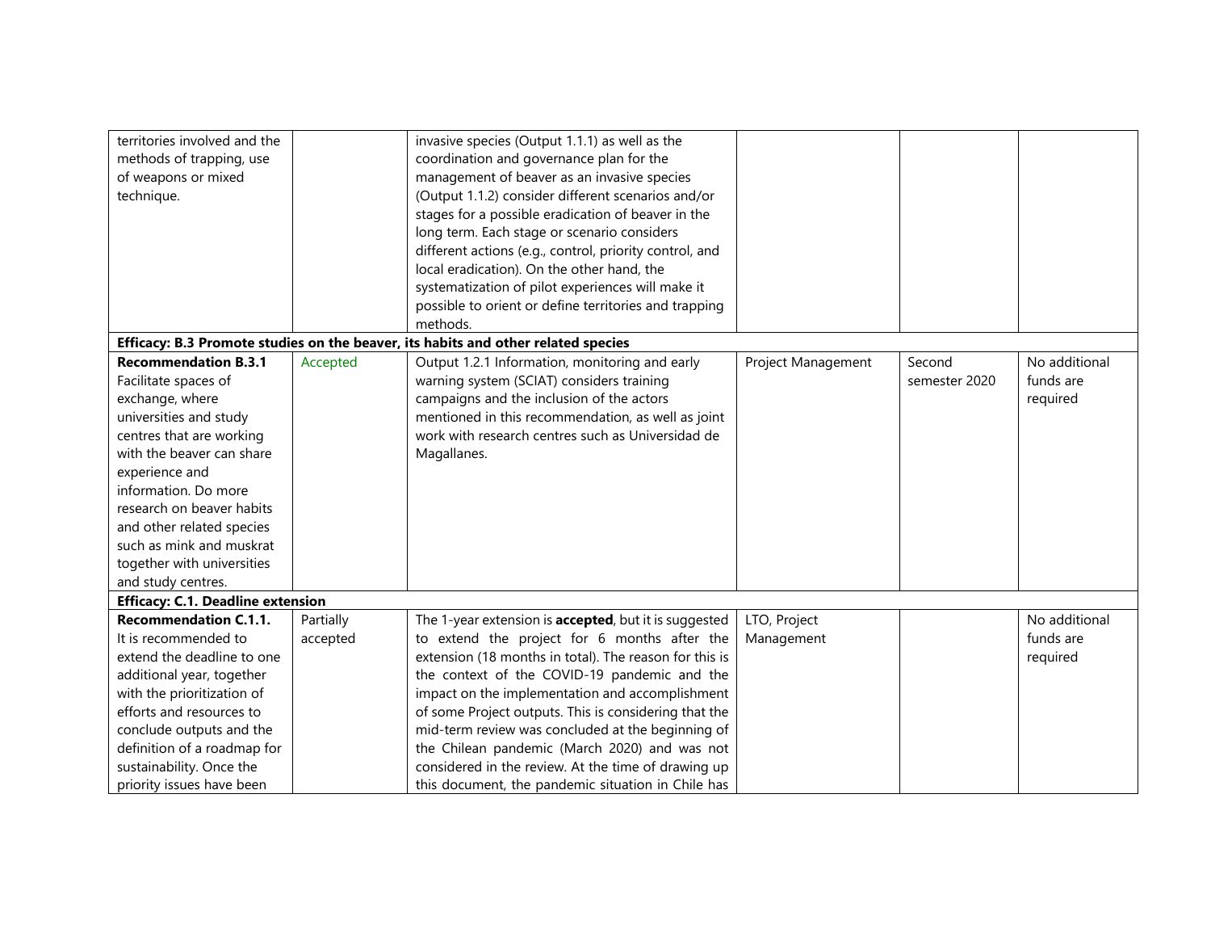| | | | | | |
|---|---|---|---|---|---|
| territories involved and the methods of trapping, use of weapons or mixed technique. | | invasive species (Output 1.1.1) as well as the coordination and governance plan for the management of beaver as an invasive species (Output 1.1.2) consider different scenarios and/or stages for a possible eradication of beaver in the long term. Each stage or scenario considers different actions (e.g., control, priority control, and local eradication). On the other hand, the systematization of pilot experiences will make it possible to orient or define territories and trapping methods. | | | |
| **Efficacy: B.3 Promote studies on the beaver, its habits and other related species** | | | | | |
| **Recommendation B.3.1** Facilitate spaces of exchange, where universities and study centres that are working with the beaver can share experience and information. Do more research on beaver habits and other related species such as mink and muskrat together with universities and study centres. | Accepted | Output 1.2.1 Information, monitoring and early warning system (SCIAT) considers training campaigns and the inclusion of the actors mentioned in this recommendation, as well as joint work with research centres such as Universidad de Magallanes. | Project Management | Second semester 2020 | No additional funds are required |
| **Efficacy: C.1. Deadline extension** | | | | | |
| **Recommendation C.1.1.** It is recommended to extend the deadline to one additional year, together with the prioritization of efforts and resources to conclude outputs and the definition of a roadmap for sustainability. Once the priority issues have been | Partially accepted | The 1-year extension is **accepted**, but it is suggested to extend the project for 6 months after the extension (18 months in total). The reason for this is the context of the COVID-19 pandemic and the impact on the implementation and accomplishment of some Project outputs. This is considering that the mid-term review was concluded at the beginning of the Chilean pandemic (March 2020) and was not considered in the review. At the time of drawing up this document, the pandemic situation in Chile has | LTO, Project Management | | No additional funds are required |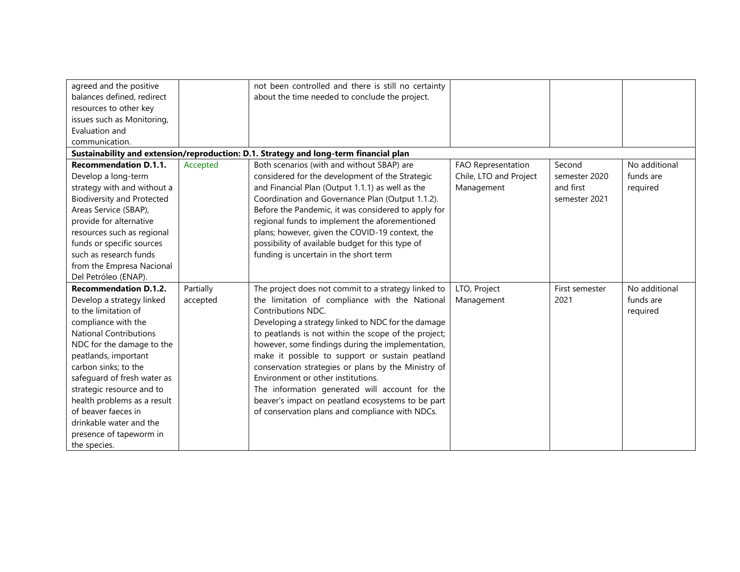| | | | | | |
|---|---|---|---|---|---|
| agreed and the positive balances defined, redirect resources to other key issues such as Monitoring, Evaluation and communication. | | not been controlled and there is still no certainty about the time needed to conclude the project. | | | |
| **Sustainability and extension/reproduction: D.1. Strategy and long-term financial plan** | | | | | |
| **Recommendation D.1.1.** Develop a long-term strategy with and without a Biodiversity and Protected Areas Service (SBAP), provide for alternative resources such as regional funds or specific sources such as research funds from the Empresa Nacional Del Petróleo (ENAP). | Accepted | Both scenarios (with and without SBAP) are considered for the development of the Strategic and Financial Plan (Output 1.1.1) as well as the Coordination and Governance Plan (Output 1.1.2). Before the Pandemic, it was considered to apply for regional funds to implement the aforementioned plans; however, given the COVID-19 context, the possibility of available budget for this type of funding is uncertain in the short term | FAO Representation Chile, LTO and Project Management | Second semester 2020 and first semester 2021 | No additional funds are required |
| **Recommendation D.1.2.** Develop a strategy linked to the limitation of compliance with the National Contributions NDC for the damage to the peatlands, important carbon sinks; to the safeguard of fresh water as strategic resource and to health problems as a result of beaver faeces in drinkable water and the presence of tapeworm in the species. | Partially accepted | The project does not commit to a strategy linked to the limitation of compliance with the National Contributions NDC.<br>Developing a strategy linked to NDC for the damage to peatlands is not within the scope of the project; however, some findings during the implementation, make it possible to support or sustain peatland conservation strategies or plans by the Ministry of Environment or other institutions.<br>The information generated will account for the beaver's impact on peatland ecosystems to be part of conservation plans and compliance with NDCs. | LTO, Project Management | First semester 2021 | No additional funds are required |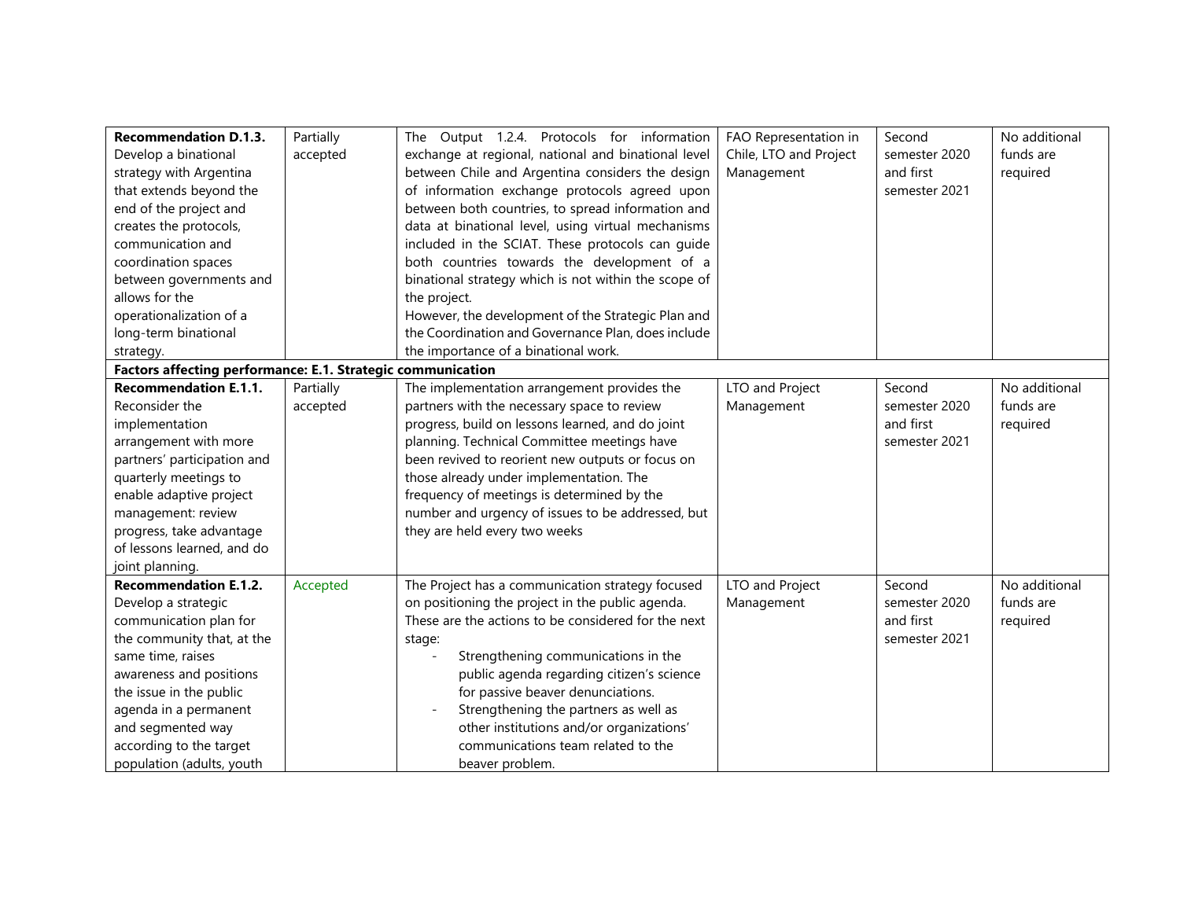| | | | | | |
|---|---|---|---|---|---|
| **Recommendation D.1.3.** Develop a binational strategy with Argentina that extends beyond the end of the project and creates the protocols, communication and coordination spaces between governments and allows for the operationalization of a long-term binational strategy. | Partially accepted | The Output 1.2.4. Protocols for information exchange at regional, national and binational level between Chile and Argentina considers the design of information exchange protocols agreed upon between both countries, to spread information and data at binational level, using virtual mechanisms included in the SCIAT. These protocols can guide both countries towards the development of a binational strategy which is not within the scope of the project.<br>However, the development of the Strategic Plan and the Coordination and Governance Plan, does include the importance of a binational work. | FAO Representation in Chile, LTO and Project Management | Second semester 2020 and first semester 2021 | No additional funds are required |
| **Factors affecting performance: E.1. Strategic communication** | | | | | |
| **Recommendation E.1.1.** Reconsider the implementation arrangement with more partners' participation and quarterly meetings to enable adaptive project management: review progress, take advantage of lessons learned, and do joint planning. | Partially accepted | The implementation arrangement provides the partners with the necessary space to review progress, build on lessons learned, and do joint planning. Technical Committee meetings have been revived to reorient new outputs or focus on those already under implementation. The frequency of meetings is determined by the number and urgency of issues to be addressed, but they are held every two weeks | LTO and Project Management | Second semester 2020 and first semester 2021 | No additional funds are required |
| **Recommendation E.1.2.** Develop a strategic communication plan for the community that, at the same time, raises awareness and positions the issue in the public agenda in a permanent and segmented way according to the target population (adults, youth | Accepted | The Project has a communication strategy focused on positioning the project in the public agenda. These are the actions to be considered for the next stage:<br>- Strengthening communications in the public agenda regarding citizen's science for passive beaver denunciations.<br>- Strengthening the partners as well as other institutions and/or organizations' communications team related to the beaver problem. | LTO and Project Management | Second semester 2020 and first semester 2021 | No additional funds are required |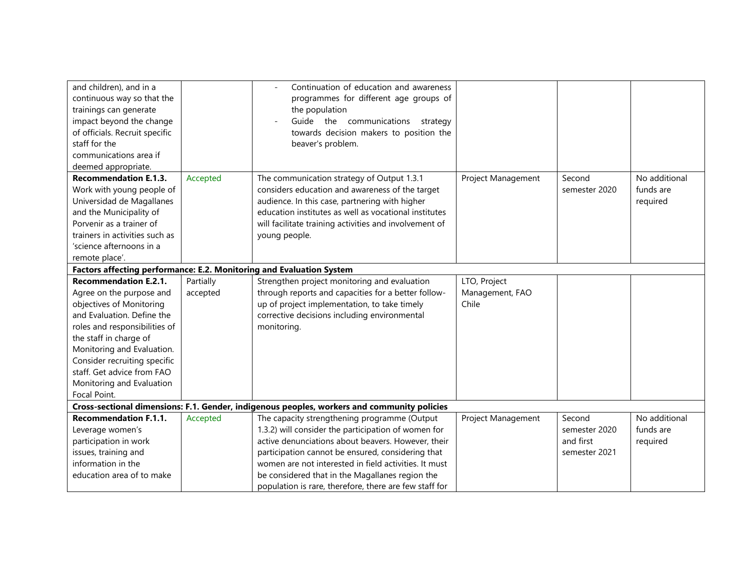| | | | | | |
|---|---|---|---|---|---|
| and children), and in a continuous way so that the trainings can generate impact beyond the change of officials. Recruit specific staff for the communications area if deemed appropriate. | | - Continuation of education and awareness programmes for different age groups of the population<br>- Guide the communications strategy towards decision makers to position the beaver's problem. | | | |
| **Recommendation E.1.3.** Work with young people of Universidad de Magallanes and the Municipality of Porvenir as a trainer of trainers in activities such as 'science afternoons in a remote place'. | Accepted | The communication strategy of Output 1.3.1 considers education and awareness of the target audience. In this case, partnering with higher education institutes as well as vocational institutes will facilitate training activities and involvement of young people. | Project Management | Second semester 2020 | No additional funds are required |
| **Factors affecting performance: E.2. Monitoring and Evaluation System** | | | | | |
| **Recommendation E.2.1.** Agree on the purpose and objectives of Monitoring and Evaluation. Define the roles and responsibilities of the staff in charge of Monitoring and Evaluation. Consider recruiting specific staff. Get advice from FAO Monitoring and Evaluation Focal Point. | Partially accepted | Strengthen project monitoring and evaluation through reports and capacities for a better follow-up of project implementation, to take timely corrective decisions including environmental monitoring. | LTO, Project Management, FAO Chile | | |
| **Cross-sectional dimensions: F.1. Gender, indigenous peoples, workers and community policies** | | | | | |
| **Recommendation F.1.1.** Leverage women's participation in work issues, training and information in the education area of to make | Accepted | The capacity strengthening programme (Output 1.3.2) will consider the participation of women for active denunciations about beavers. However, their participation cannot be ensured, considering that women are not interested in field activities. It must be considered that in the Magallanes region the population is rare, therefore, there are few staff for | Project Management | Second semester 2020 and first semester 2021 | No additional funds are required |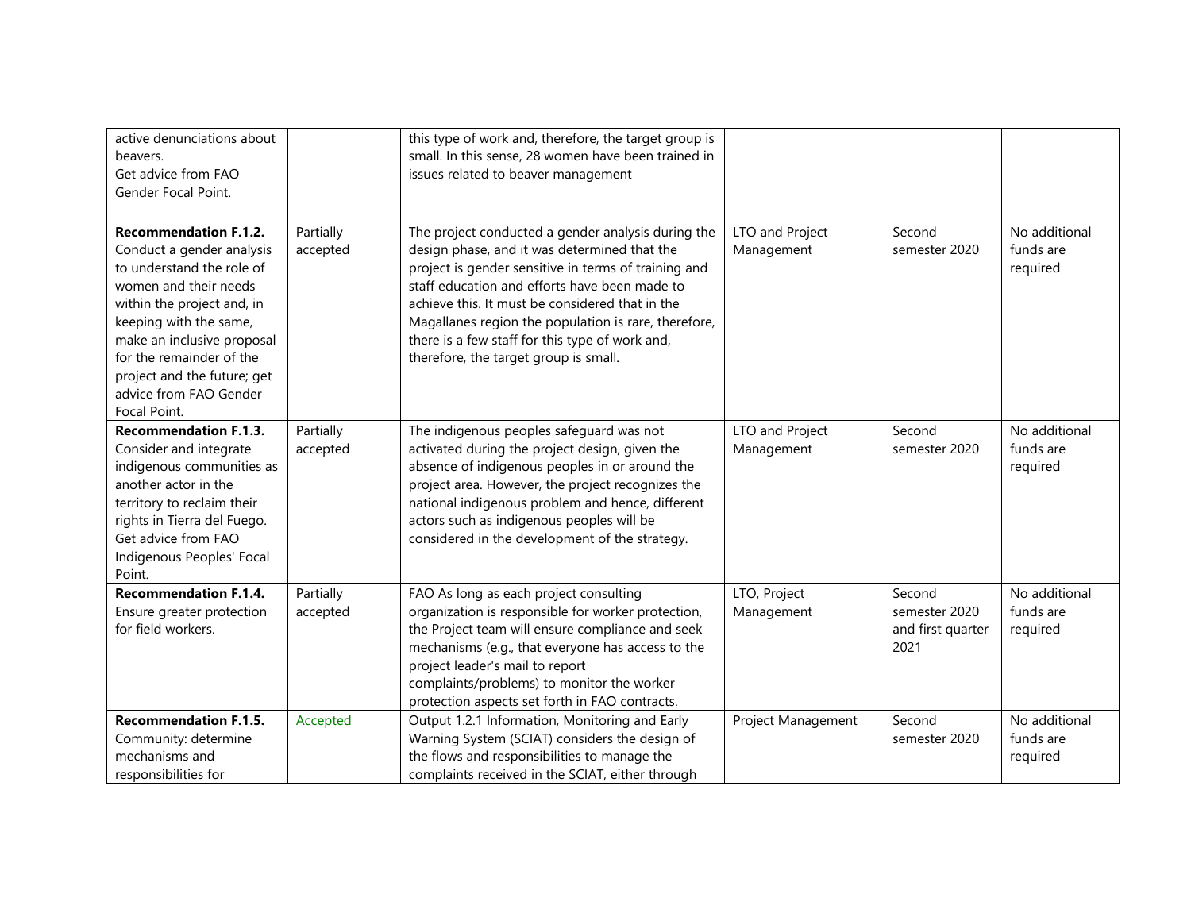| | | | | | |
|---|---|---|---|---|---|
| active denunciations about beavers. Get advice from FAO Gender Focal Point. | | this type of work and, therefore, the target group is small. In this sense, 28 women have been trained in issues related to beaver management | | | |
| **Recommendation F.1.2.** Conduct a gender analysis to understand the role of women and their needs within the project and, in keeping with the same, make an inclusive proposal for the remainder of the project and the future; get advice from FAO Gender Focal Point. | Partially accepted | The project conducted a gender analysis during the design phase, and it was determined that the project is gender sensitive in terms of training and staff education and efforts have been made to achieve this. It must be considered that in the Magallanes region the population is rare, therefore, there is a few staff for this type of work and, therefore, the target group is small. | LTO and Project Management | Second semester 2020 | No additional funds are required |
| **Recommendation F.1.3.** Consider and integrate indigenous communities as another actor in the territory to reclaim their rights in Tierra del Fuego. Get advice from FAO Indigenous Peoples' Focal Point. | Partially accepted | The indigenous peoples safeguard was not activated during the project design, given the absence of indigenous peoples in or around the project area. However, the project recognizes the national indigenous problem and hence, different actors such as indigenous peoples will be considered in the development of the strategy. | LTO and Project Management | Second semester 2020 | No additional funds are required |
| **Recommendation F.1.4.** Ensure greater protection for field workers. | Partially accepted | FAO As long as each project consulting organization is responsible for worker protection, the Project team will ensure compliance and seek mechanisms (e.g., that everyone has access to the project leader's mail to report complaints/problems) to monitor the worker protection aspects set forth in FAO contracts. | LTO, Project Management | Second semester 2020 and first quarter 2021 | No additional funds are required |
| **Recommendation F.1.5.** Community: determine mechanisms and responsibilities for | Accepted | Output 1.2.1 Information, Monitoring and Early Warning System (SCIAT) considers the design of the flows and responsibilities to manage the complaints received in the SCIAT, either through | Project Management | Second semester 2020 | No additional funds are required |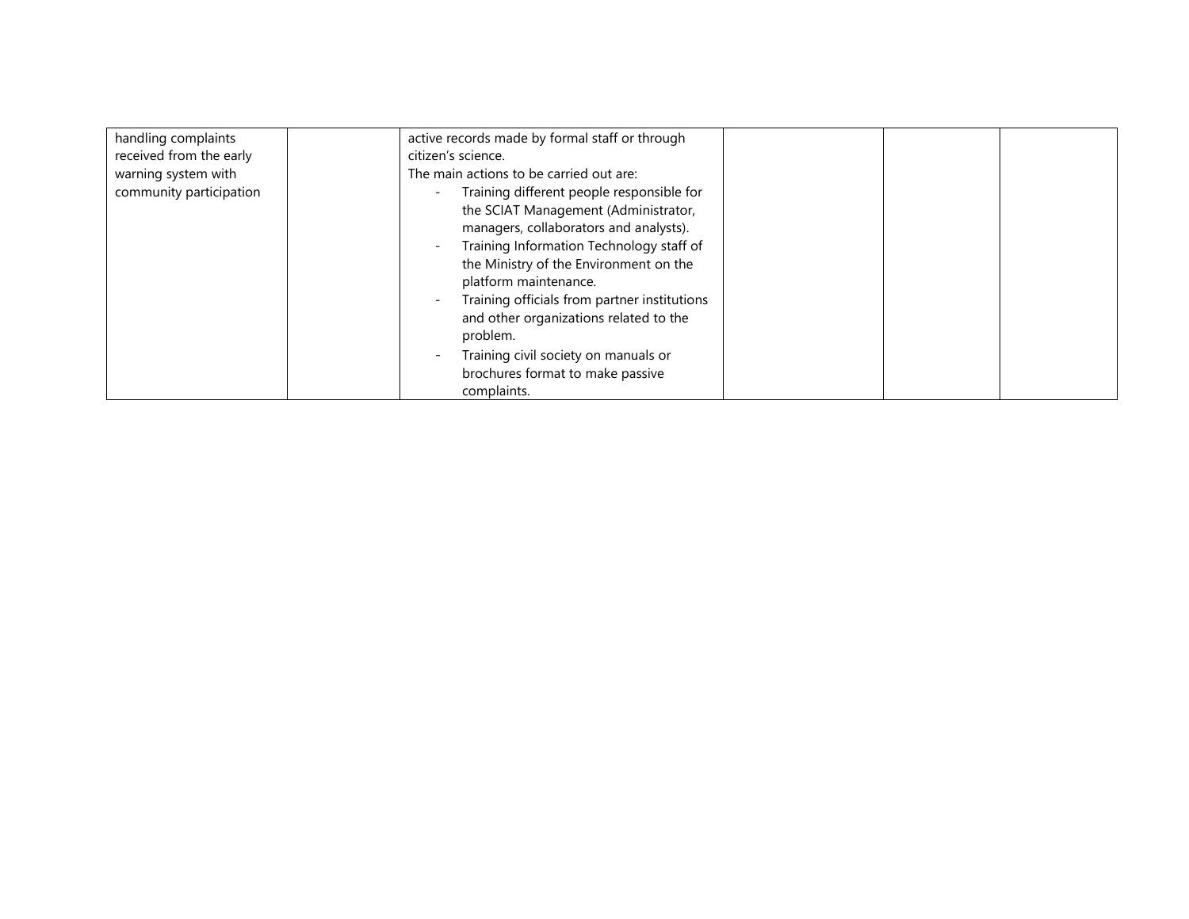| | | | | | |
|---|---|---|---|---|---|
| handling complaints received from the early warning system with community participation | | active records made by formal staff or through citizen's science.<br>The main actions to be carried out are:<br>- Training different people responsible for the SCIAT Management (Administrator, managers, collaborators and analysts).<br>- Training Information Technology staff of the Ministry of the Environment on the platform maintenance.<br>- Training officials from partner institutions and other organizations related to the problem.<br>- Training civil society on manuals or brochures format to make passive complaints. | | | |